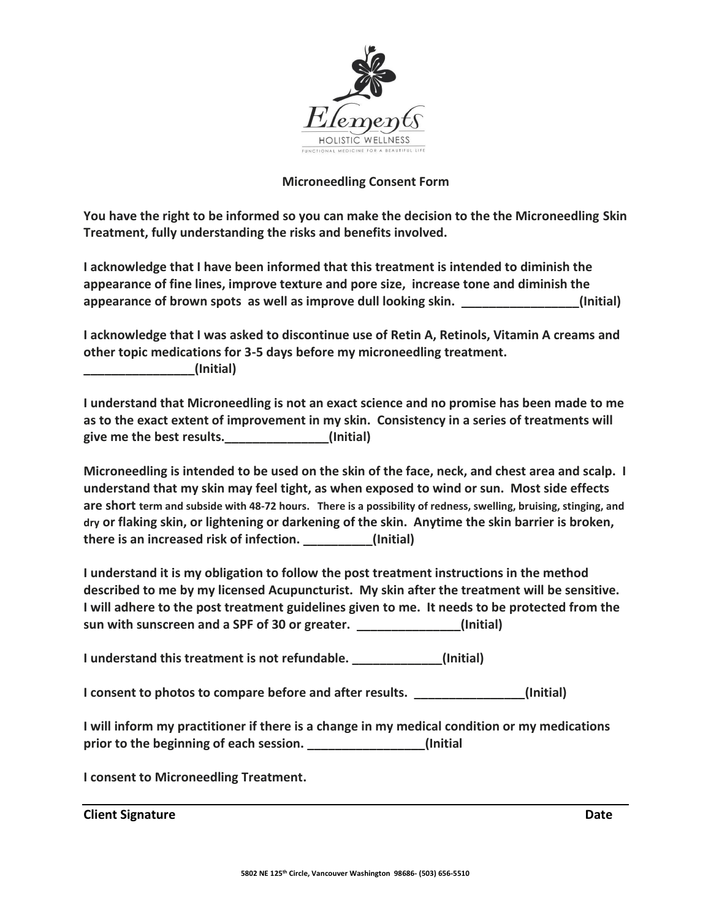Elements
HOLISTIC WELLNESS
FUNCTIONAL MEDICINE FOR A BEAUTIFUL LIFE

# Microneedling Consent Form

**You have the right to be informed so you can make the decision to the the Microneedling Skin Treatment, fully understanding the risks and benefits involved.**

**I acknowledge that I have been informed that this treatment is intended to diminish the appearance of fine lines, improve texture and pore size, increase tone and diminish the appearance of brown spots as well as improve dull looking skin. _________________(Initial)**

**I acknowledge that I was asked to discontinue use of Retin A, Retinols, Vitamin A creams and other topic medications for 3-5 days before my microneedling treatment. ________________(Initial)**

**I understand that Microneedling is not an exact science and no promise has been made to me as to the exact extent of improvement in my skin. Consistency in a series of treatments will give me the best results._______________(Initial)**

**Microneedling is intended to be used on the skin of the face, neck, and chest area and scalp. I understand that my skin may feel tight, as when exposed to wind or sun. Most side effects are short term and subside with 48-72 hours. There is a possibility of redness, swelling, bruising, stinging, and dry or flaking skin, or lightening or darkening of the skin. Anytime the skin barrier is broken, there is an increased risk of infection. __________(Initial)**

**I understand it is my obligation to follow the post treatment instructions in the method described to me by my licensed Acupuncturist. My skin after the treatment will be sensitive. I will adhere to the post treatment guidelines given to me. It needs to be protected from the sun with sunscreen and a SPF of 30 or greater. _______________(Initial)**

**I understand this treatment is not refundable. _____________(Initial)**

**I consent to photos to compare before and after results. ________________(Initial)**

**I will inform my practitioner if there is a change in my medical condition or my medications prior to the beginning of each session. _________________(Initial**

**I consent to Microneedling Treatment.**

**Client Signature** **Date**

5802 NE 125th Circle, Vancouver Washington 98686- (503) 656-5510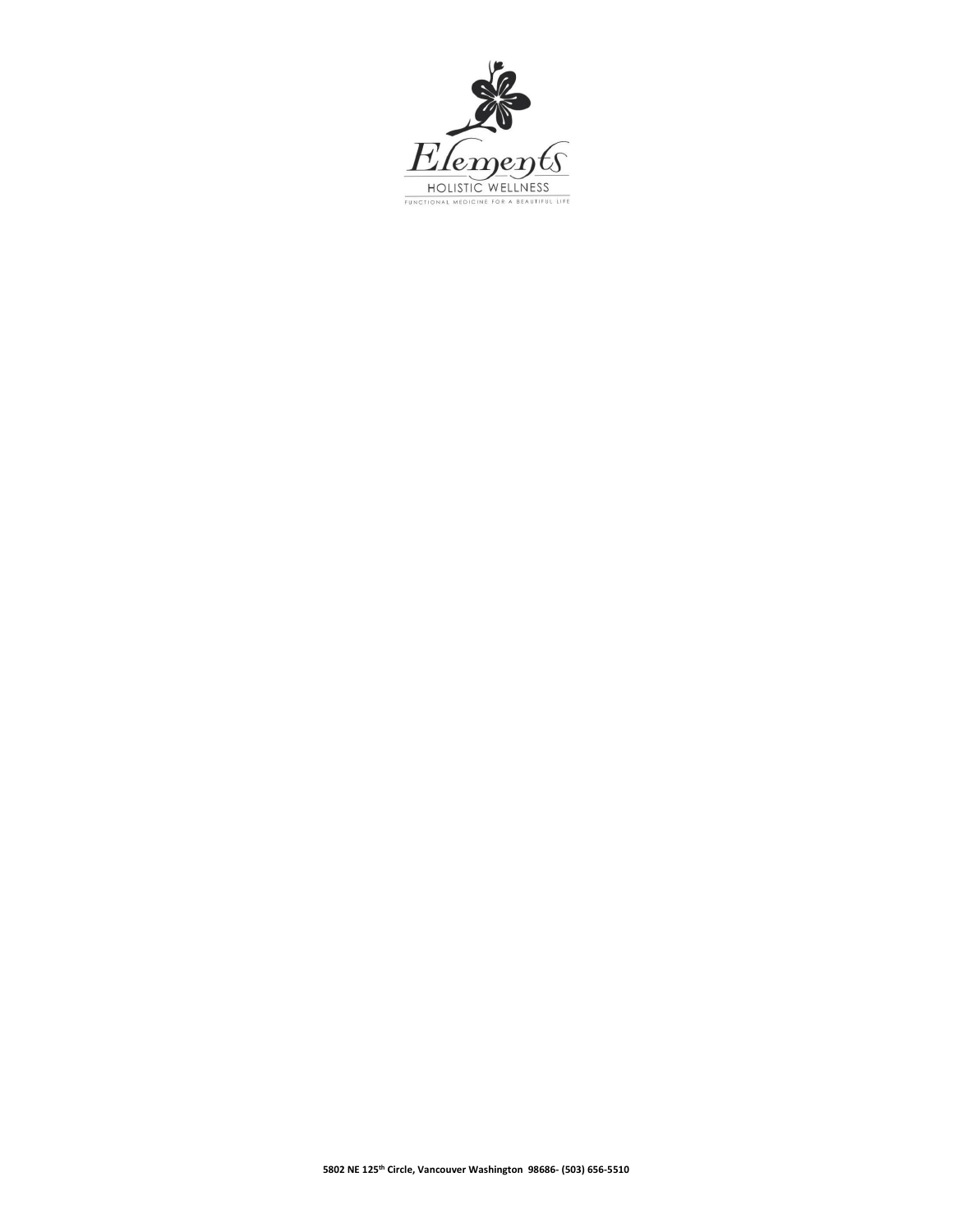Elements

HOLISTIC WELLNESS

FUNCTIONAL MEDICINE FOR A BEAUTIFUL LIFE

**5802 NE 125th Circle, Vancouver Washington 98686- (503) 656-5510**